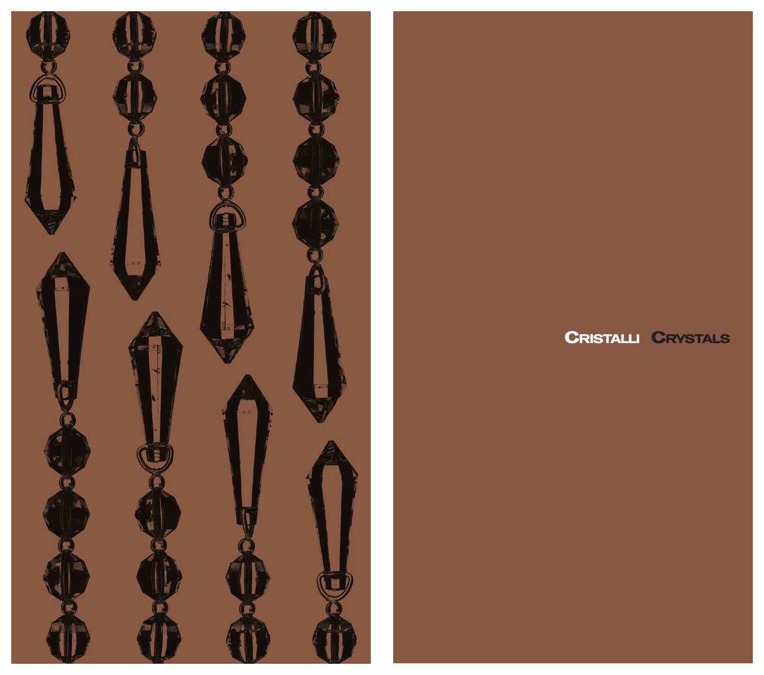# Cristalli Crystals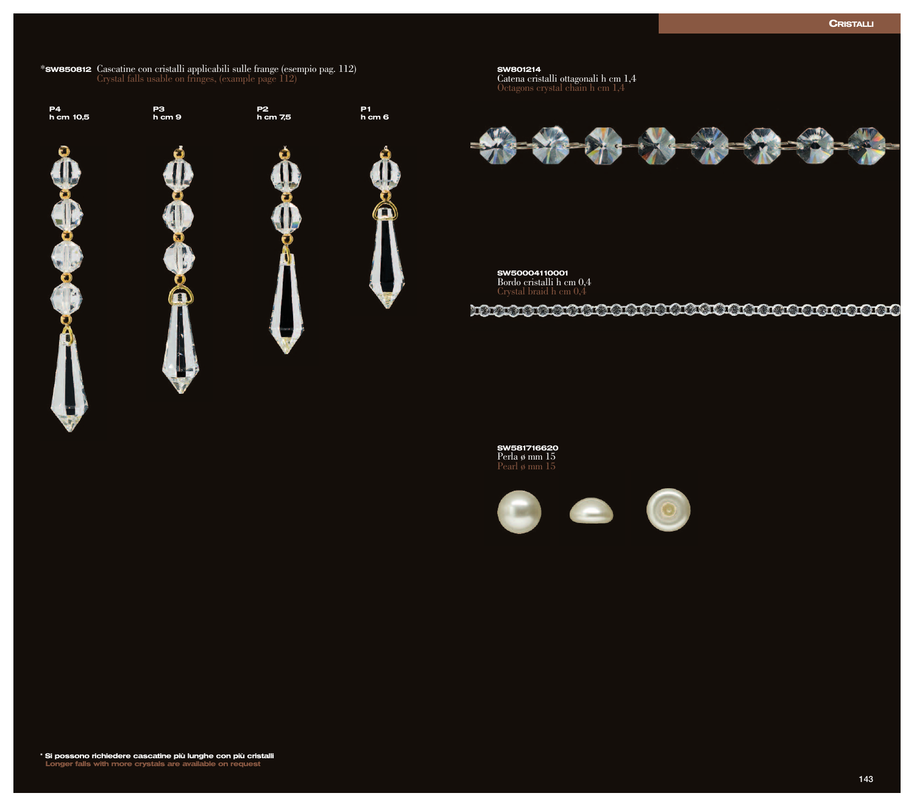*SW850812 Cascatine con cristalli applicabili sulle frange (esempio pag. 112)
Crystal falls usable on fringes, (example page 112)

P4
h cm 10,5

P3
h cm 9

P2
h cm 7,5

P1
h cm 6

**SW801214**
Catena cristalli ottagonali h cm 1,4
Octagons crystal chain h cm 1,4

**SW50004110001**
Bordo cristalli h cm 0,4
Crystal braid h cm 0,4

**SW581716620**
Perla ø mm 15
Pearl ø mm 15

**\* Si possono richiedere cascatine più lunghe con più cristalli**
**Longer falls with more crystals are available on request**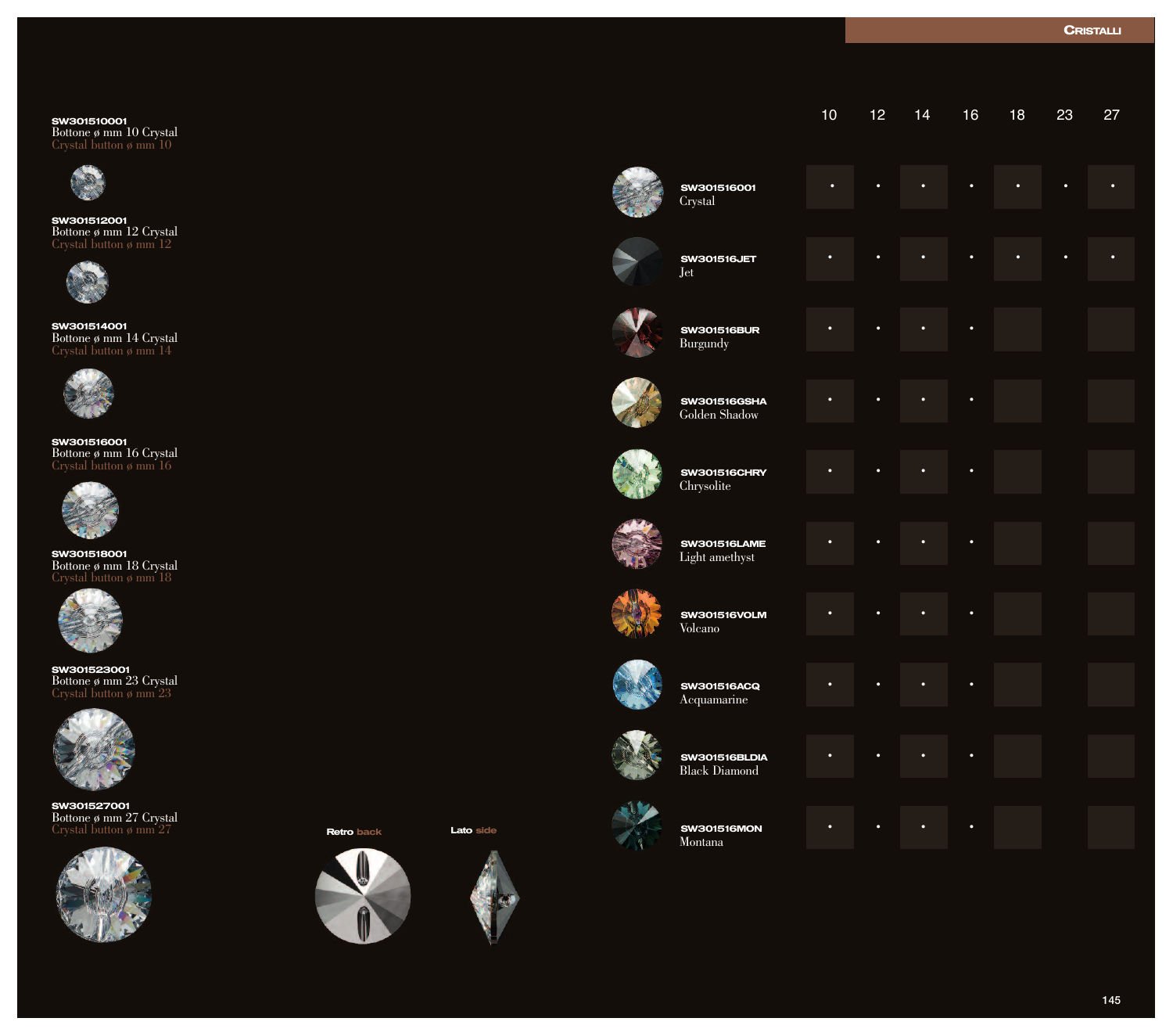## CRISTALLI

**SW301510001**
Bottone ø mm 10 Crystal
Crystal button ø mm 10

**SW301512001**
Bottone ø mm 12 Crystal
Crystal button ø mm 12

**SW301514001**
Bottone ø mm 14 Crystal
Crystal button ø mm 14

**SW301516001**
Bottone ø mm 16 Crystal
Crystal button ø mm 16

**SW301518001**
Bottone ø mm 18 Crystal
Crystal button ø mm 18

**SW301523001**
Bottone ø mm 23 Crystal
Crystal button ø mm 23

**SW301527001**
Bottone ø mm 27 Crystal
Crystal button ø mm 27

**Retro** back

**Lato** side

| | 10 | 12 | 14 | 16 | 18 | 23 | 27 |
|---|---|---|---|---|---|---|---|
| **SW301516001** Crystal | • | • | • | • | • | • | • |
| **SW301516JET** Jet | • | • | • | • | • | • | • |
| **SW301516BUR** Burgundy | • | • | • | • | | | |
| **SW301516GSHA** Golden Shadow | • | • | • | • | | | |
| **SW301516CHRY** Chrysolite | • | • | • | • | | | |
| **SW301516LAME** Light amethyst | • | • | • | • | | | |
| **SW301516VOLM** Volcano | • | • | • | • | | | |
| **SW301516ACQ** Acquamarine | • | • | • | • | | | |
| **SW301516BLDIA** Black Diamond | • | • | • | • | | | |
| **SW301516MON** Montana | • | • | • | • | | | |